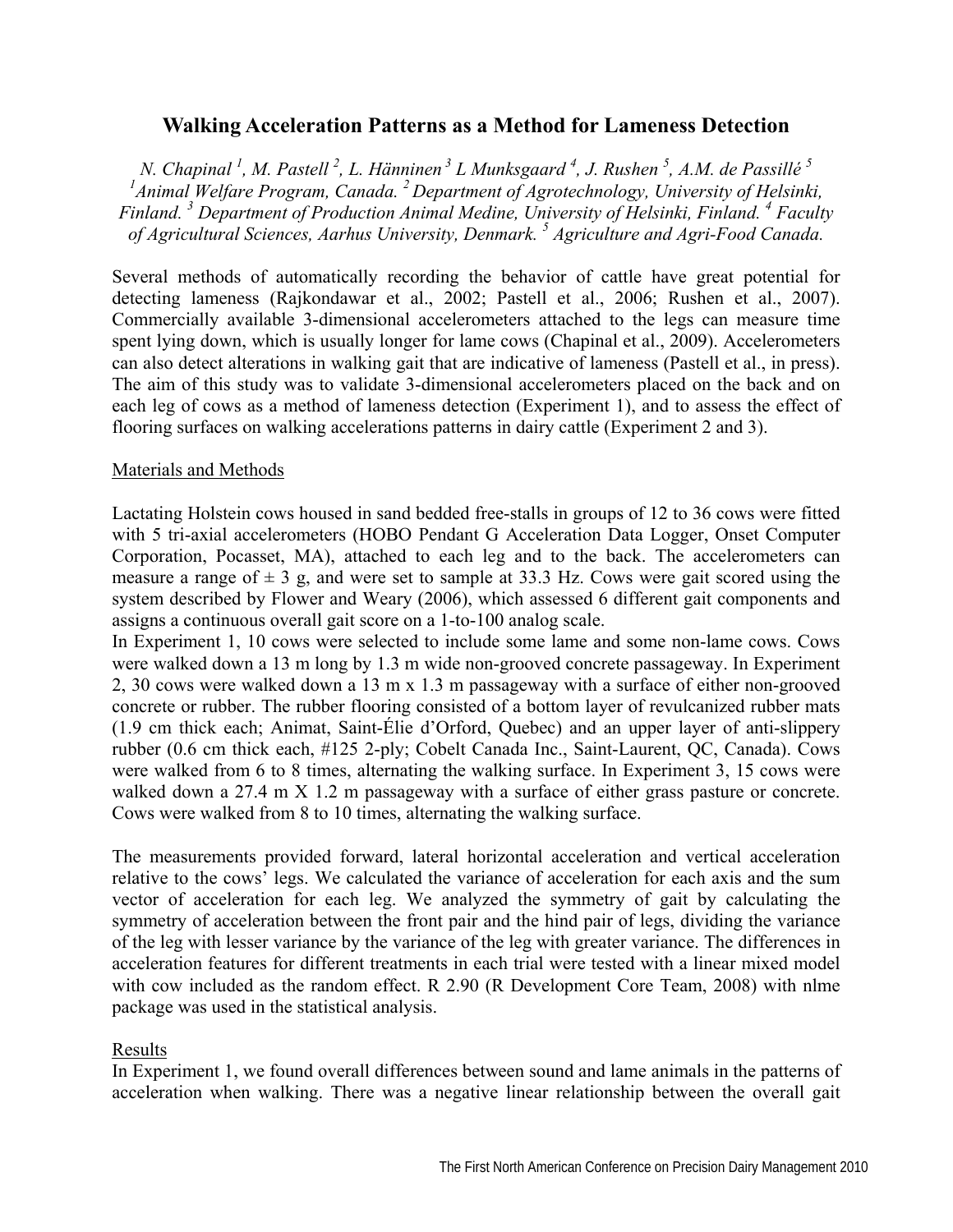# Walking Acceleration Patterns as a Method for Lameness Detection

*N. Chapinal [1], M. Pastell [2], L. Hänninen [3] L Munksgaard [4], J. Rushen [5], A.M. de Passillé [5]*
*[1]Animal Welfare Program, Canada. [2] Department of Agrotechnology, University of Helsinki, Finland. [3] Department of Production Animal Medine, University of Helsinki, Finland. [4] Faculty of Agricultural Sciences, Aarhus University, Denmark. [5] Agriculture and Agri-Food Canada.*

Several methods of automatically recording the behavior of cattle have great potential for detecting lameness (Rajkondawar et al., 2002; Pastell et al., 2006; Rushen et al., 2007). Commercially available 3-dimensional accelerometers attached to the legs can measure time spent lying down, which is usually longer for lame cows (Chapinal et al., 2009). Accelerometers can also detect alterations in walking gait that are indicative of lameness (Pastell et al., in press). The aim of this study was to validate 3-dimensional accelerometers placed on the back and on each leg of cows as a method of lameness detection (Experiment 1), and to assess the effect of flooring surfaces on walking accelerations patterns in dairy cattle (Experiment 2 and 3).

## Materials and Methods

Lactating Holstein cows housed in sand bedded free-stalls in groups of 12 to 36 cows were fitted with 5 tri-axial accelerometers (HOBO Pendant G Acceleration Data Logger, Onset Computer Corporation, Pocasset, MA), attached to each leg and to the back. The accelerometers can measure a range of ± 3 g, and were set to sample at 33.3 Hz. Cows were gait scored using the system described by Flower and Weary (2006), which assessed 6 different gait components and assigns a continuous overall gait score on a 1-to-100 analog scale.

In Experiment 1, 10 cows were selected to include some lame and some non-lame cows. Cows were walked down a 13 m long by 1.3 m wide non-grooved concrete passageway. In Experiment 2, 30 cows were walked down a 13 m x 1.3 m passageway with a surface of either non-grooved concrete or rubber. The rubber flooring consisted of a bottom layer of revulcanized rubber mats (1.9 cm thick each; Animat, Saint-Élie d'Orford, Quebec) and an upper layer of anti-slippery rubber (0.6 cm thick each, #125 2-ply; Cobelt Canada Inc., Saint-Laurent, QC, Canada). Cows were walked from 6 to 8 times, alternating the walking surface. In Experiment 3, 15 cows were walked down a 27.4 m X 1.2 m passageway with a surface of either grass pasture or concrete. Cows were walked from 8 to 10 times, alternating the walking surface.

The measurements provided forward, lateral horizontal acceleration and vertical acceleration relative to the cows' legs. We calculated the variance of acceleration for each axis and the sum vector of acceleration for each leg. We analyzed the symmetry of gait by calculating the symmetry of acceleration between the front pair and the hind pair of legs, dividing the variance of the leg with lesser variance by the variance of the leg with greater variance. The differences in acceleration features for different treatments in each trial were tested with a linear mixed model with cow included as the random effect. R 2.90 (R Development Core Team, 2008) with nlme package was used in the statistical analysis.

## Results

In Experiment 1, we found overall differences between sound and lame animals in the patterns of acceleration when walking. There was a negative linear relationship between the overall gait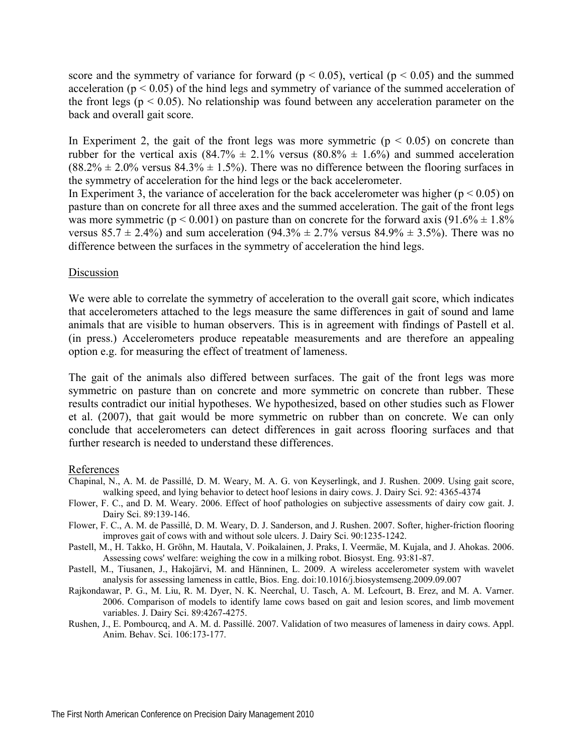score and the symmetry of variance for forward ($p < 0.05$), vertical ($p < 0.05$) and the summed acceleration ($p < 0.05$) of the hind legs and symmetry of variance of the summed acceleration of the front legs ($p < 0.05$). No relationship was found between any acceleration parameter on the back and overall gait score.

In Experiment 2, the gait of the front legs was more symmetric ($p < 0.05$) on concrete than rubber for the vertical axis (84.7% ± 2.1% versus (80.8% ± 1.6%) and summed acceleration (88.2% ± 2.0% versus 84.3% ± 1.5%). There was no difference between the flooring surfaces in the symmetry of acceleration for the hind legs or the back accelerometer.

In Experiment 3, the variance of acceleration for the back accelerometer was higher ($p < 0.05$) on pasture than on concrete for all three axes and the summed acceleration. The gait of the front legs was more symmetric ($p < 0.001$) on pasture than on concrete for the forward axis (91.6% ± 1.8% versus 85.7 ± 2.4%) and sum acceleration (94.3% ± 2.7% versus 84.9% ± 3.5%). There was no difference between the surfaces in the symmetry of acceleration the hind legs.

## Discussion

We were able to correlate the symmetry of acceleration to the overall gait score, which indicates that accelerometers attached to the legs measure the same differences in gait of sound and lame animals that are visible to human observers. This is in agreement with findings of Pastell et al. (in press.) Accelerometers produce repeatable measurements and are therefore an appealing option e.g. for measuring the effect of treatment of lameness.

The gait of the animals also differed between surfaces. The gait of the front legs was more symmetric on pasture than on concrete and more symmetric on concrete than rubber. These results contradict our initial hypotheses. We hypothesized, based on other studies such as Flower et al. (2007), that gait would be more symmetric on rubber than on concrete. We can only conclude that accelerometers can detect differences in gait across flooring surfaces and that further research is needed to understand these differences.

## References

Chapinal, N., A. M. de Passillé, D. M. Weary, M. A. G. von Keyserlingk, and J. Rushen. 2009. Using gait score, walking speed, and lying behavior to detect hoof lesions in dairy cows. J. Dairy Sci. 92: 4365-4374

Flower, F. C., and D. M. Weary. 2006. Effect of hoof pathologies on subjective assessments of dairy cow gait. J. Dairy Sci. 89:139-146.

Flower, F. C., A. M. de Passillé, D. M. Weary, D. J. Sanderson, and J. Rushen. 2007. Softer, higher-friction flooring improves gait of cows with and without sole ulcers. J. Dairy Sci. 90:1235-1242.

Pastell, M., H. Takko, H. Gröhn, M. Hautala, V. Poikalainen, J. Praks, I. Veermäe, M. Kujala, and J. Ahokas. 2006. Assessing cows' welfare: weighing the cow in a milking robot. Biosyst. Eng. 93:81-87.

Pastell, M., Tiusanen, J., Hakojärvi, M. and Hänninen, L. 2009. A wireless accelerometer system with wavelet analysis for assessing lameness in cattle, Bios. Eng. doi:10.1016/j.biosystemseng.2009.09.007

Rajkondawar, P. G., M. Liu, R. M. Dyer, N. K. Neerchal, U. Tasch, A. M. Lefcourt, B. Erez, and M. A. Varner. 2006. Comparison of models to identify lame cows based on gait and lesion scores, and limb movement variables. J. Dairy Sci. 89:4267-4275.

Rushen, J., E. Pombourcq, and A. M. d. Passillé. 2007. Validation of two measures of lameness in dairy cows. Appl. Anim. Behav. Sci. 106:173-177.